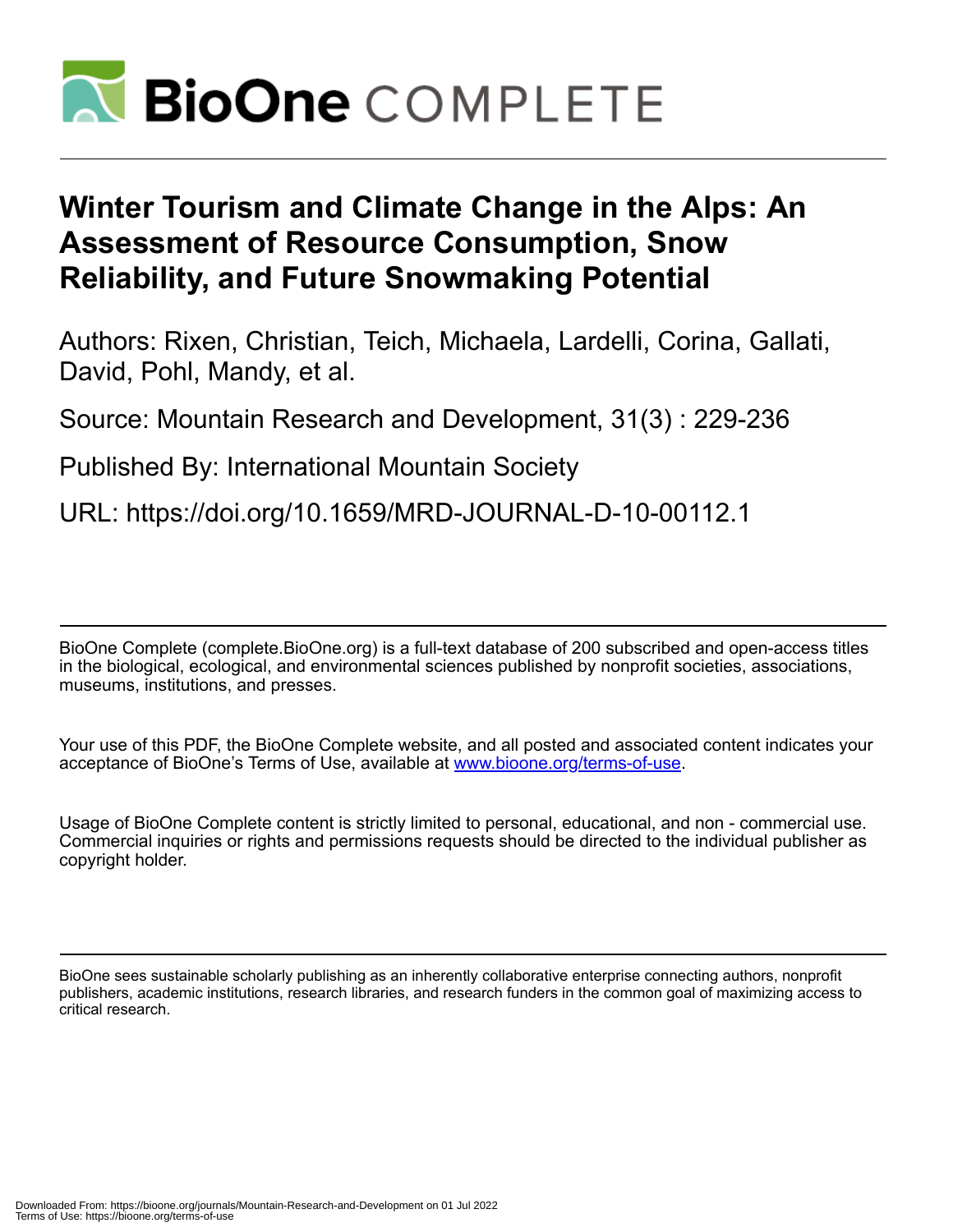# Winter Tourism and Climate Change in the Alps: An Assessment of Resource Consumption, Snow Reliability, and Future Snowmaking Potential

Authors: Rixen, Christian, Teich, Michaela, Lardelli, Corina, Gallati, David, Pohl, Mandy, et al.

Source: Mountain Research and Development, 31(3) : 229-236

Published By: International Mountain Society

URL: https://doi.org/10.1659/MRD-JOURNAL-D-10-00112.1

BioOne Complete (complete.BioOne.org) is a full-text database of 200 subscribed and open-access titles in the biological, ecological, and environmental sciences published by nonprofit societies, associations, museums, institutions, and presses.

Your use of this PDF, the BioOne Complete website, and all posted and associated content indicates your acceptance of BioOne's Terms of Use, available at www.bioone.org/terms-of-use.

Usage of BioOne Complete content is strictly limited to personal, educational, and non - commercial use. Commercial inquiries or rights and permissions requests should be directed to the individual publisher as copyright holder.

BioOne sees sustainable scholarly publishing as an inherently collaborative enterprise connecting authors, nonprofit publishers, academic institutions, research libraries, and research funders in the common goal of maximizing access to critical research.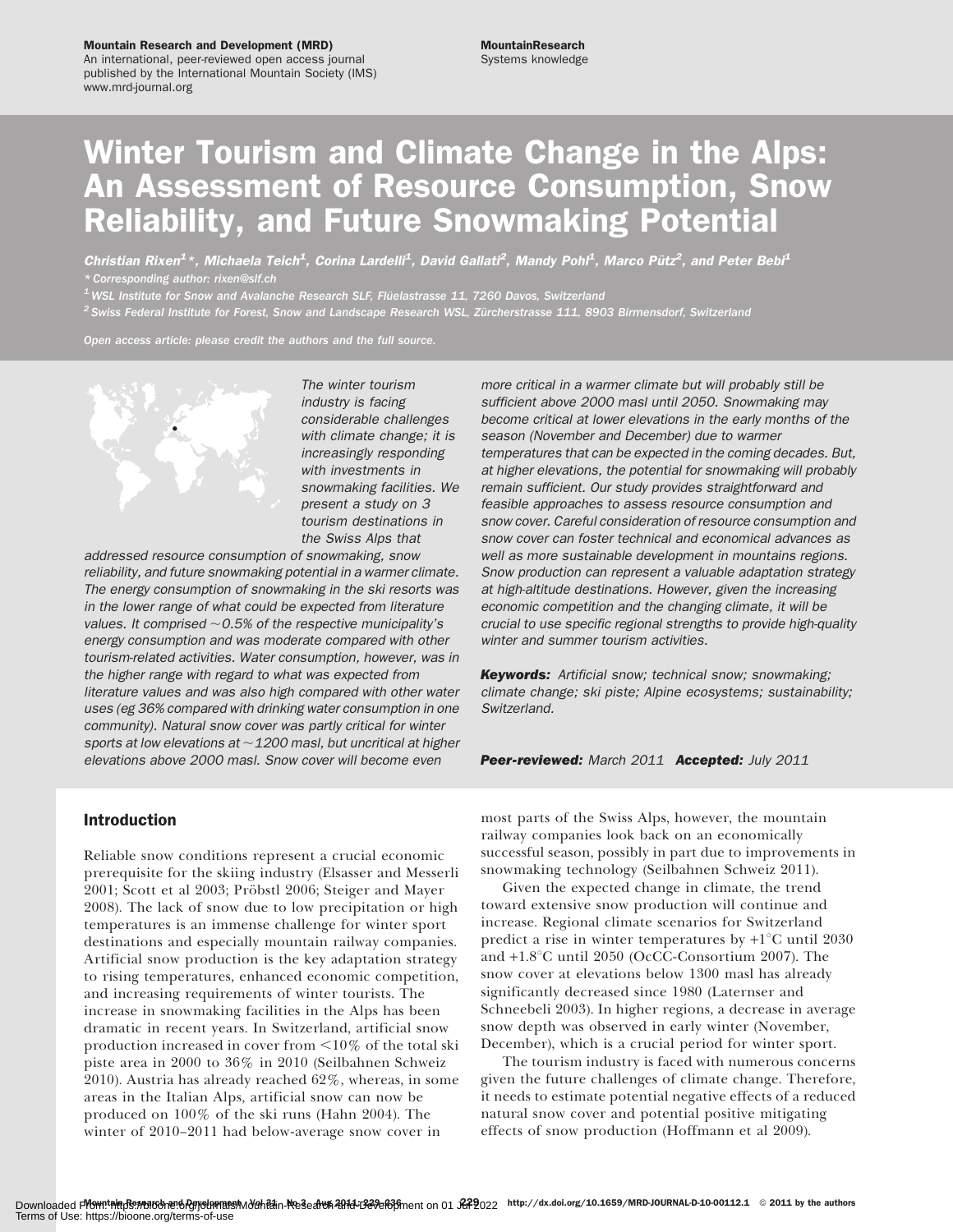# Winter Tourism and Climate Change in the Alps: An Assessment of Resource Consumption, Snow Reliability, and Future Snowmaking Potential

*Christian Rixen[1]\*, Michaela Teich[1], Corina Lardelli[1], David Gallati[2], Mandy Pohl[1], Marco Pütz[2], and Peter Bebi[1]*

\* Corresponding author: rixen@slf.ch

[1] WSL Institute for Snow and Avalanche Research SLF, Flüelastrasse 11, 7260 Davos, Switzerland

[2] Swiss Federal Institute for Forest, Snow and Landscape Research WSL, Zürcherstrasse 111, 8903 Birmensdorf, Switzerland

*Open access article: please credit the authors and the full source.*

*The winter tourism industry is facing considerable challenges with climate change; it is increasingly responding with investments in snowmaking facilities. We present a study on 3 tourism destinations in the Swiss Alps that addressed resource consumption of snowmaking, snow reliability, and future snowmaking potential in a warmer climate. The energy consumption of snowmaking in the ski resorts was in the lower range of what could be expected from literature values. It comprised ~0.5% of the respective municipality's energy consumption and was moderate compared with other tourism-related activities. Water consumption, however, was in the higher range with regard to what was expected from literature values and was also high compared with other water uses (eg 36% compared with drinking water consumption in one community). Natural snow cover was partly critical for winter sports at low elevations at ~1200 masl, but uncritical at higher elevations above 2000 masl. Snow cover will become even more critical in a warmer climate but will probably still be sufficient above 2000 masl until 2050. Snowmaking may become critical at lower elevations in the early months of the season (November and December) due to warmer temperatures that can be expected in the coming decades. But, at higher elevations, the potential for snowmaking will probably remain sufficient. Our study provides straightforward and feasible approaches to assess resource consumption and snow cover. Careful consideration of resource consumption and snow cover can foster technical and economical advances as well as more sustainable development in mountains regions. Snow production can represent a valuable adaptation strategy at high-altitude destinations. However, given the increasing economic competition and the changing climate, it will be crucial to use specific regional strengths to provide high-quality winter and summer tourism activities.*

***Keywords:*** *Artificial snow; technical snow; snowmaking; climate change; ski piste; Alpine ecosystems; sustainability; Switzerland.*

***Peer-reviewed:*** *March 2011* ***Accepted:*** *July 2011*

## Introduction

Reliable snow conditions represent a crucial economic prerequisite for the skiing industry (Elsasser and Messerli 2001; Scott et al 2003; Pröbstl 2006; Steiger and Mayer 2008). The lack of snow due to low precipitation or high temperatures is an immense challenge for winter sport destinations and especially mountain railway companies. Artificial snow production is the key adaptation strategy to rising temperatures, enhanced economic competition, and increasing requirements of winter tourists. The increase in snowmaking facilities in the Alps has been dramatic in recent years. In Switzerland, artificial snow production increased in cover from <10% of the total ski piste area in 2000 to 36% in 2010 (Seilbahnen Schweiz 2010). Austria has already reached 62%, whereas, in some areas in the Italian Alps, artificial snow can now be produced on 100% of the ski runs (Hahn 2004). The winter of 2010–2011 had below-average snow cover in most parts of the Swiss Alps, however, the mountain railway companies look back on an economically successful season, possibly in part due to improvements in snowmaking technology (Seilbahnen Schweiz 2011).

Given the expected change in climate, the trend toward extensive snow production will continue and increase. Regional climate scenarios for Switzerland predict a rise in winter temperatures by +1°C until 2030 and +1.8°C until 2050 (OcCC-Consortium 2007). The snow cover at elevations below 1300 masl has already significantly decreased since 1980 (Laternser and Schneebeli 2003). In higher regions, a decrease in average snow depth was observed in early winter (November, December), which is a crucial period for winter sport.

The tourism industry is faced with numerous concerns given the future challenges of climate change. Therefore, it needs to estimate potential negative effects of a reduced natural snow cover and potential positive mitigating effects of snow production (Hoffmann et al 2009).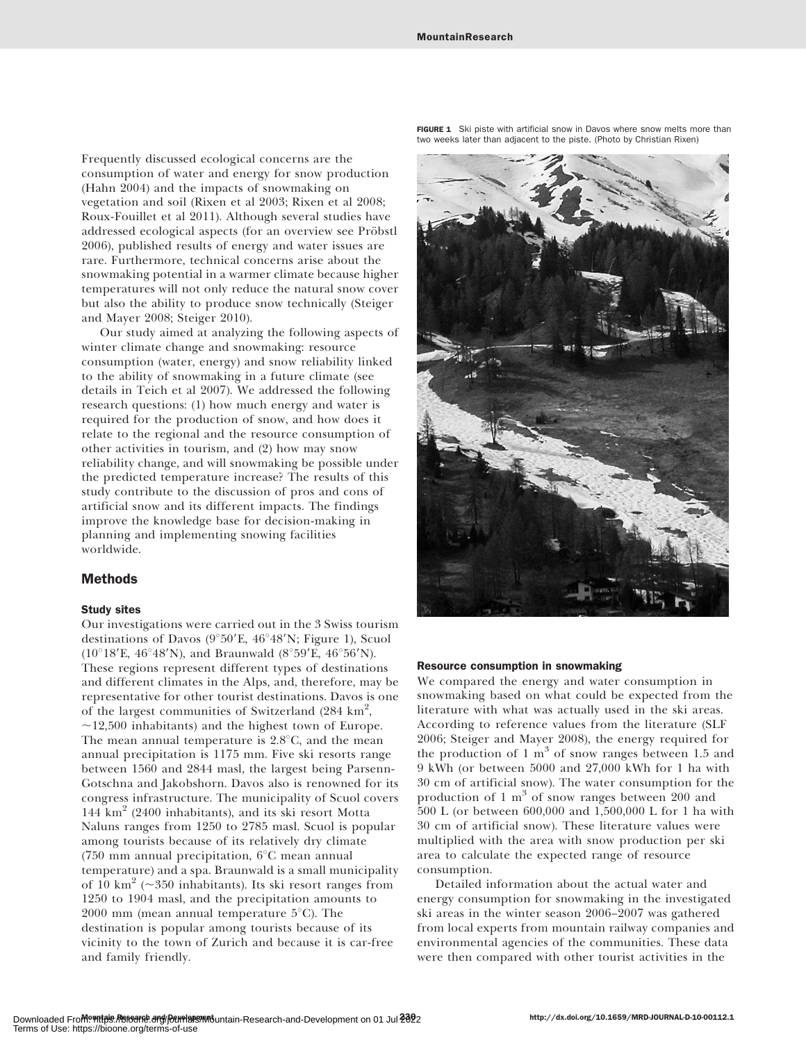Frequently discussed ecological concerns are the consumption of water and energy for snow production (Hahn 2004) and the impacts of snowmaking on vegetation and soil (Rixen et al 2003; Rixen et al 2008; Roux-Fouillet et al 2011). Although several studies have addressed ecological aspects (for an overview see Pröbstl 2006), published results of energy and water issues are rare. Furthermore, technical concerns arise about the snowmaking potential in a warmer climate because higher temperatures will not only reduce the natural snow cover but also the ability to produce snow technically (Steiger and Mayer 2008; Steiger 2010).

Our study aimed at analyzing the following aspects of winter climate change and snowmaking: resource consumption (water, energy) and snow reliability linked to the ability of snowmaking in a future climate (see details in Teich et al 2007). We addressed the following research questions: (1) how much energy and water is required for the production of snow, and how does it relate to the regional and the resource consumption of other activities in tourism, and (2) how may snow reliability change, and will snowmaking be possible under the predicted temperature increase? The results of this study contribute to the discussion of pros and cons of artificial snow and its different impacts. The findings improve the knowledge base for decision-making in planning and implementing snowing facilities worldwide.

## Methods

### Study sites

Our investigations were carried out in the 3 Swiss tourism destinations of Davos (9°50′E, 46°48′N; Figure 1), Scuol (10°18′E, 46°48′N), and Braunwald (8°59′E, 46°56′N). These regions represent different types of destinations and different climates in the Alps, and, therefore, may be representative for other tourist destinations. Davos is one of the largest communities of Switzerland (284 $km^2$, ~12,500 inhabitants) and the highest town of Europe. The mean annual temperature is 2.8°C, and the mean annual precipitation is 1175 mm. Five ski resorts range between 1560 and 2844 masl, the largest being Parsenn-Gotschna and Jakobshorn. Davos also is renowned for its congress infrastructure. The municipality of Scuol covers 144 $km^2$ (2400 inhabitants), and its ski resort Motta Naluns ranges from 1250 to 2785 masl. Scuol is popular among tourists because of its relatively dry climate (750 mm annual precipitation, 6°C mean annual temperature) and a spa. Braunwald is a small municipality of 10 $km^2$ (~350 inhabitants). Its ski resort ranges from 1250 to 1904 masl, and the precipitation amounts to 2000 mm (mean annual temperature 5°C). The destination is popular among tourists because of its vicinity to the town of Zurich and because it is car-free and family friendly.

**FIGURE 1** Ski piste with artificial snow in Davos where snow melts more than two weeks later than adjacent to the piste. (Photo by Christian Rixen)

### Resource consumption in snowmaking

We compared the energy and water consumption in snowmaking based on what could be expected from the literature with what was actually used in the ski areas. According to reference values from the literature (SLF 2006; Steiger and Mayer 2008), the energy required for the production of 1 $m^3$ of snow ranges between 1.5 and 9 kWh (or between 5000 and 27,000 kWh for 1 ha with 30 cm of artificial snow). The water consumption for the production of 1 $m^3$ of snow ranges between 200 and 500 L (or between 600,000 and 1,500,000 L for 1 ha with 30 cm of artificial snow). These literature values were multiplied with the area with snow production per ski area to calculate the expected range of resource consumption.

Detailed information about the actual water and energy consumption for snowmaking in the investigated ski areas in the winter season 2006–2007 was gathered from local experts from mountain railway companies and environmental agencies of the communities. These data were then compared with other tourist activities in the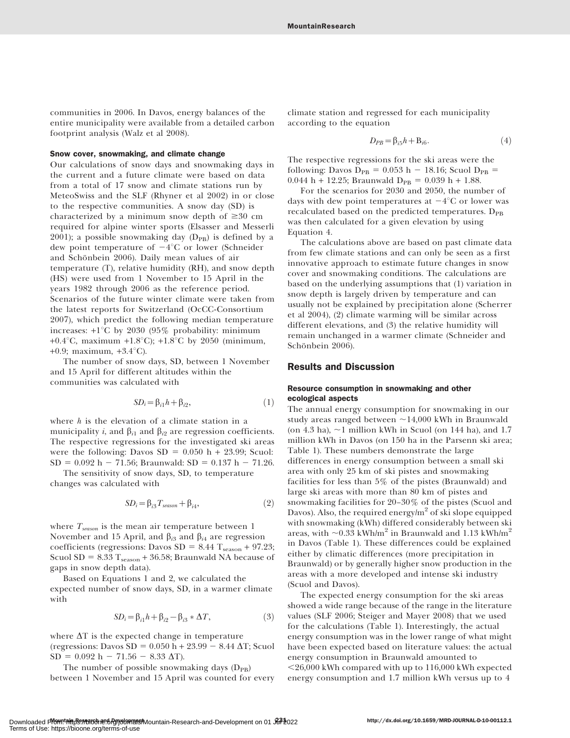communities in 2006. In Davos, energy balances of the entire municipality were available from a detailed carbon footprint analysis (Walz et al 2008).

### Snow cover, snowmaking, and climate change

Our calculations of snow days and snowmaking days in the current and a future climate were based on data from a total of 17 snow and climate stations run by MeteoSwiss and the SLF (Rhyner et al 2002) in or close to the respective communities. A snow day (SD) is characterized by a minimum snow depth of ≥30 cm required for alpine winter sports (Elsasser and Messerli 2001); a possible snowmaking day ($D_{PB}$) is defined by a dew point temperature of −4°C or lower (Schneider and Schönbein 2006). Daily mean values of air temperature (T), relative humidity (RH), and snow depth (HS) were used from 1 November to 15 April in the years 1982 through 2006 as the reference period. Scenarios of the future winter climate were taken from the latest reports for Switzerland (OcCC-Consortium 2007), which predict the following median temperature increases: +1°C by 2030 (95% probability: minimum +0.4°C, maximum +1.8°C); +1.8°C by 2050 (minimum, +0.9; maximum, +3.4°C).

The number of snow days, SD, between 1 November and 15 April for different altitudes within the communities was calculated with

$$SD_i = \beta_{i1} h + \beta_{i2}, \tag{1}$$

where $h$ is the elevation of a climate station in a municipality $i$, and $\beta_{i1}$ and $\beta_{i2}$ are regression coefficients. The respective regressions for the investigated ski areas were the following: Davos SD = 0.050 h + 23.99; Scuol: SD = 0.092 h − 71.56; Braunwald: SD = 0.137 h − 71.26.

The sensitivity of snow days, SD, to temperature changes was calculated with

$$SD_i = \beta_{i3} T_{season} + \beta_{i4}, \tag{2}$$

where $T_{season}$ is the mean air temperature between 1 November and 15 April, and $\beta_{i3}$ and $\beta_{i4}$ are regression coefficients (regressions: Davos SD = 8.44 $T_{season}$ + 97.23; Scuol SD = 8.33 $T_{season}$ + 36.58; Braunwald NA because of gaps in snow depth data).

Based on Equations 1 and 2, we calculated the expected number of snow days, SD, in a warmer climate with

$$SD_i = \beta_{i1} h + \beta_{i2} - \beta_{i3} * \Delta T, \tag{3}$$

where ΔT is the expected change in temperature (regressions: Davos SD = 0.050 h + 23.99 − 8.44 ΔT; Scuol SD = 0.092 h − 71.56 − 8.33 ΔT).

The number of possible snowmaking days ($D_{PB}$) between 1 November and 15 April was counted for every climate station and regressed for each municipality according to the equation

$$D_{PB} = \beta_{i5} h + B_{i6}. \tag{4}$$

The respective regressions for the ski areas were the following: Davos $D_{PB}$ = 0.053 h − 18.16; Scuol $D_{PB}$ = 0.044 h + 12.25; Braunwald $D_{PB}$ = 0.039 h + 1.88.

For the scenarios for 2030 and 2050, the number of days with dew point temperatures at −4°C or lower was recalculated based on the predicted temperatures. $D_{PB}$ was then calculated for a given elevation by using Equation 4.

The calculations above are based on past climate data from few climate stations and can only be seen as a first innovative approach to estimate future changes in snow cover and snowmaking conditions. The calculations are based on the underlying assumptions that (1) variation in snow depth is largely driven by temperature and can usually not be explained by precipitation alone (Scherrer et al 2004), (2) climate warming will be similar across different elevations, and (3) the relative humidity will remain unchanged in a warmer climate (Schneider and Schönbein 2006).

## Results and Discussion

### Resource consumption in snowmaking and other ecological aspects

The annual energy consumption for snowmaking in our study areas ranged between ~14,000 kWh in Braunwald (on 4.3 ha), ~1 million kWh in Scuol (on 144 ha), and 1.7 million kWh in Davos (on 150 ha in the Parsenn ski area; Table 1). These numbers demonstrate the large differences in energy consumption between a small ski area with only 25 km of ski pistes and snowmaking facilities for less than 5% of the pistes (Braunwald) and large ski areas with more than 80 km of pistes and snowmaking facilities for 20–30% of the pistes (Scuol and Davos). Also, the required energy/m² of ski slope equipped with snowmaking (kWh) differed considerably between ski areas, with ~0.33 kWh/m² in Braunwald and 1.13 kWh/m² in Davos (Table 1). These differences could be explained either by climatic differences (more precipitation in Braunwald) or by generally higher snow production in the areas with a more developed and intense ski industry (Scuol and Davos).

The expected energy consumption for the ski areas showed a wide range because of the range in the literature values (SLF 2006; Steiger and Mayer 2008) that we used for the calculations (Table 1). Interestingly, the actual energy consumption was in the lower range of what might have been expected based on literature values: the actual energy consumption in Braunwald amounted to <26,000 kWh compared with up to 116,000 kWh expected energy consumption and 1.7 million kWh versus up to 4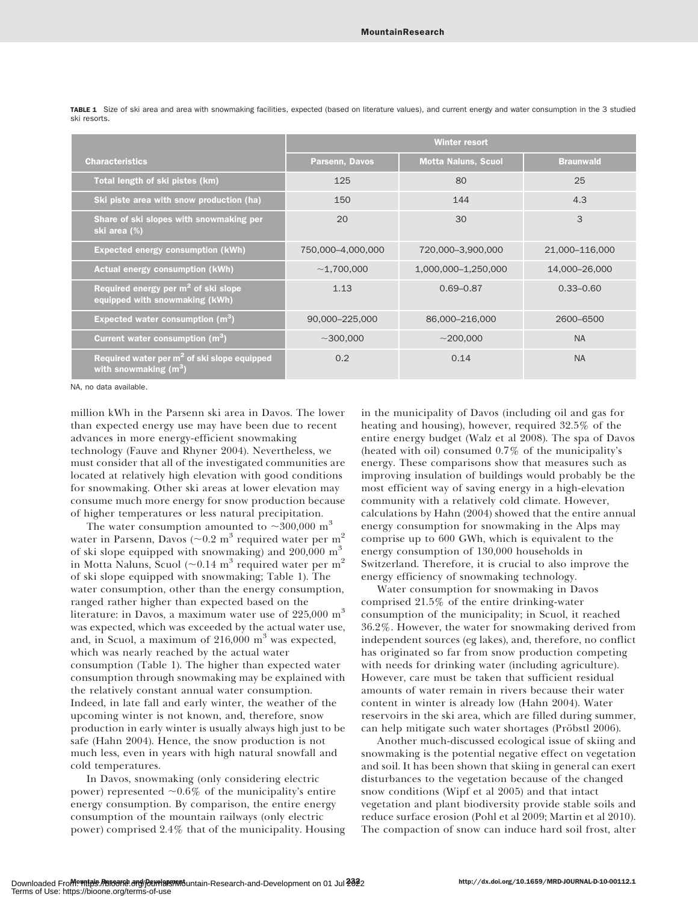**TABLE 1** Size of ski area and area with snowmaking facilities, expected (based on literature values), and current energy and water consumption in the 3 studied ski resorts.

| Characteristics | Winter resort | | |
|---|---|---|---|
| | Parsenn, Davos | Motta Naluns, Scuol | Braunwald |
| Total length of ski pistes (km) | 125 | 80 | 25 |
| Ski piste area with snow production (ha) | 150 | 144 | 4.3 |
| Share of ski slopes with snowmaking per ski area (%) | 20 | 30 | 3 |
| Expected energy consumption (kWh) | 750,000–4,000,000 | 720,000–3,900,000 | 21,000–116,000 |
| Actual energy consumption (kWh) | ~1,700,000 | 1,000,000–1,250,000 | 14,000–26,000 |
| Required energy per $m^2$ of ski slope equipped with snowmaking (kWh) | 1.13 | 0.69–0.87 | 0.33–0.60 |
| Expected water consumption ($m^3$) | 90,000–225,000 | 86,000–216,000 | 2600–6500 |
| Current water consumption ($m^3$) | ~300,000 | ~200,000 | NA |
| Required water per $m^2$ of ski slope equipped with snowmaking ($m^3$) | 0.2 | 0.14 | NA |

NA, no data available.

million kWh in the Parsenn ski area in Davos. The lower than expected energy use may have been due to recent advances in more energy-efficient snowmaking technology (Fauve and Rhyner 2004). Nevertheless, we must consider that all of the investigated communities are located at relatively high elevation with good conditions for snowmaking. Other ski areas at lower elevation may consume much more energy for snow production because of higher temperatures or less natural precipitation.

The water consumption amounted to ~300,000 $m^3$ water in Parsenn, Davos (~0.2 $m^3$ required water per $m^2$ of ski slope equipped with snowmaking) and 200,000 $m^3$ in Motta Naluns, Scuol (~0.14 $m^3$ required water per $m^2$ of ski slope equipped with snowmaking; Table 1). The water consumption, other than the energy consumption, ranged rather higher than expected based on the literature: in Davos, a maximum water use of 225,000 $m^3$ was expected, which was exceeded by the actual water use, and, in Scuol, a maximum of 216,000 $m^3$ was expected, which was nearly reached by the actual water consumption (Table 1). The higher than expected water consumption through snowmaking may be explained with the relatively constant annual water consumption. Indeed, in late fall and early winter, the weather of the upcoming winter is not known, and, therefore, snow production in early winter is usually always high just to be safe (Hahn 2004). Hence, the snow production is not much less, even in years with high natural snowfall and cold temperatures.

In Davos, snowmaking (only considering electric power) represented ~0.6% of the municipality's entire energy consumption. By comparison, the entire energy consumption of the mountain railways (only electric power) comprised 2.4% that of the municipality. Housing in the municipality of Davos (including oil and gas for heating and housing), however, required 32.5% of the entire energy budget (Walz et al 2008). The spa of Davos (heated with oil) consumed 0.7% of the municipality's energy. These comparisons show that measures such as improving insulation of buildings would probably be the most efficient way of saving energy in a high-elevation community with a relatively cold climate. However, calculations by Hahn (2004) showed that the entire annual energy consumption for snowmaking in the Alps may comprise up to 600 GWh, which is equivalent to the energy consumption of 130,000 households in Switzerland. Therefore, it is crucial to also improve the energy efficiency of snowmaking technology.

Water consumption for snowmaking in Davos comprised 21.5% of the entire drinking-water consumption of the municipality; in Scuol, it reached 36.2%. However, the water for snowmaking derived from independent sources (eg lakes), and, therefore, no conflict has originated so far from snow production competing with needs for drinking water (including agriculture). However, care must be taken that sufficient residual amounts of water remain in rivers because their water content in winter is already low (Hahn 2004). Water reservoirs in the ski area, which are filled during summer, can help mitigate such water shortages (Pröbstl 2006).

Another much-discussed ecological issue of skiing and snowmaking is the potential negative effect on vegetation and soil. It has been shown that skiing in general can exert disturbances to the vegetation because of the changed snow conditions (Wipf et al 2005) and that intact vegetation and plant biodiversity provide stable soils and reduce surface erosion (Pohl et al 2009; Martin et al 2010). The compaction of snow can induce hard soil frost, alter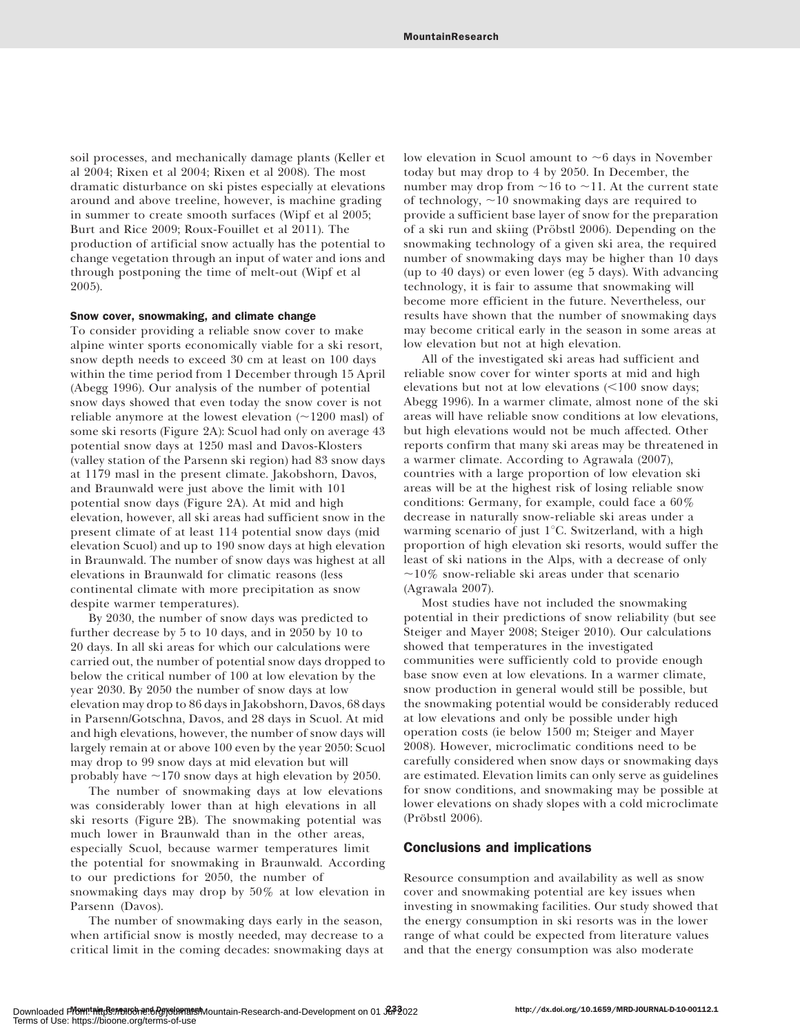soil processes, and mechanically damage plants (Keller et al 2004; Rixen et al 2004; Rixen et al 2008). The most dramatic disturbance on ski pistes especially at elevations around and above treeline, however, is machine grading in summer to create smooth surfaces (Wipf et al 2005; Burt and Rice 2009; Roux-Fouillet et al 2011). The production of artificial snow actually has the potential to change vegetation through an input of water and ions and through postponing the time of melt-out (Wipf et al 2005).

### Snow cover, snowmaking, and climate change

To consider providing a reliable snow cover to make alpine winter sports economically viable for a ski resort, snow depth needs to exceed 30 cm at least on 100 days within the time period from 1 December through 15 April (Abegg 1996). Our analysis of the number of potential snow days showed that even today the snow cover is not reliable anymore at the lowest elevation (~1200 masl) of some ski resorts (Figure 2A): Scuol had only on average 43 potential snow days at 1250 masl and Davos-Klosters (valley station of the Parsenn ski region) had 83 snow days at 1179 masl in the present climate. Jakobshorn, Davos, and Braunwald were just above the limit with 101 potential snow days (Figure 2A). At mid and high elevation, however, all ski areas had sufficient snow in the present climate of at least 114 potential snow days (mid elevation Scuol) and up to 190 snow days at high elevation in Braunwald. The number of snow days was highest at all elevations in Braunwald for climatic reasons (less continental climate with more precipitation as snow despite warmer temperatures).

By 2030, the number of snow days was predicted to further decrease by 5 to 10 days, and in 2050 by 10 to 20 days. In all ski areas for which our calculations were carried out, the number of potential snow days dropped to below the critical number of 100 at low elevation by the year 2030. By 2050 the number of snow days at low elevation may drop to 86 days in Jakobshorn, Davos, 68 days in Parsenn/Gotschna, Davos, and 28 days in Scuol. At mid and high elevations, however, the number of snow days will largely remain at or above 100 even by the year 2050: Scuol may drop to 99 snow days at mid elevation but will probably have ~170 snow days at high elevation by 2050.

The number of snowmaking days at low elevations was considerably lower than at high elevations in all ski resorts (Figure 2B). The snowmaking potential was much lower in Braunwald than in the other areas, especially Scuol, because warmer temperatures limit the potential for snowmaking in Braunwald. According to our predictions for 2050, the number of snowmaking days may drop by 50% at low elevation in Parsenn (Davos).

The number of snowmaking days early in the season, when artificial snow is mostly needed, may decrease to a critical limit in the coming decades: snowmaking days at low elevation in Scuol amount to ~6 days in November today but may drop to 4 by 2050. In December, the number may drop from ~16 to ~11. At the current state of technology, ~10 snowmaking days are required to provide a sufficient base layer of snow for the preparation of a ski run and skiing (Pröbstl 2006). Depending on the snowmaking technology of a given ski area, the required number of snowmaking days may be higher than 10 days (up to 40 days) or even lower (eg 5 days). With advancing technology, it is fair to assume that snowmaking will become more efficient in the future. Nevertheless, our results have shown that the number of snowmaking days may become critical early in the season in some areas at low elevation but not at high elevation.

All of the investigated ski areas had sufficient and reliable snow cover for winter sports at mid and high elevations but not at low elevations (<100 snow days; Abegg 1996). In a warmer climate, almost none of the ski areas will have reliable snow conditions at low elevations, but high elevations would not be much affected. Other reports confirm that many ski areas may be threatened in a warmer climate. According to Agrawala (2007), countries with a large proportion of low elevation ski areas will be at the highest risk of losing reliable snow conditions: Germany, for example, could face a 60% decrease in naturally snow-reliable ski areas under a warming scenario of just 1°C. Switzerland, with a high proportion of high elevation ski resorts, would suffer the least of ski nations in the Alps, with a decrease of only ~10% snow-reliable ski areas under that scenario (Agrawala 2007).

Most studies have not included the snowmaking potential in their predictions of snow reliability (but see Steiger and Mayer 2008; Steiger 2010). Our calculations showed that temperatures in the investigated communities were sufficiently cold to provide enough base snow even at low elevations. In a warmer climate, snow production in general would still be possible, but the snowmaking potential would be considerably reduced at low elevations and only be possible under high operation costs (ie below 1500 m; Steiger and Mayer 2008). However, microclimatic conditions need to be carefully considered when snow days or snowmaking days are estimated. Elevation limits can only serve as guidelines for snow conditions, and snowmaking may be possible at lower elevations on shady slopes with a cold microclimate (Pröbstl 2006).

## Conclusions and implications

Resource consumption and availability as well as snow cover and snowmaking potential are key issues when investing in snowmaking facilities. Our study showed that the energy consumption in ski resorts was in the lower range of what could be expected from literature values and that the energy consumption was also moderate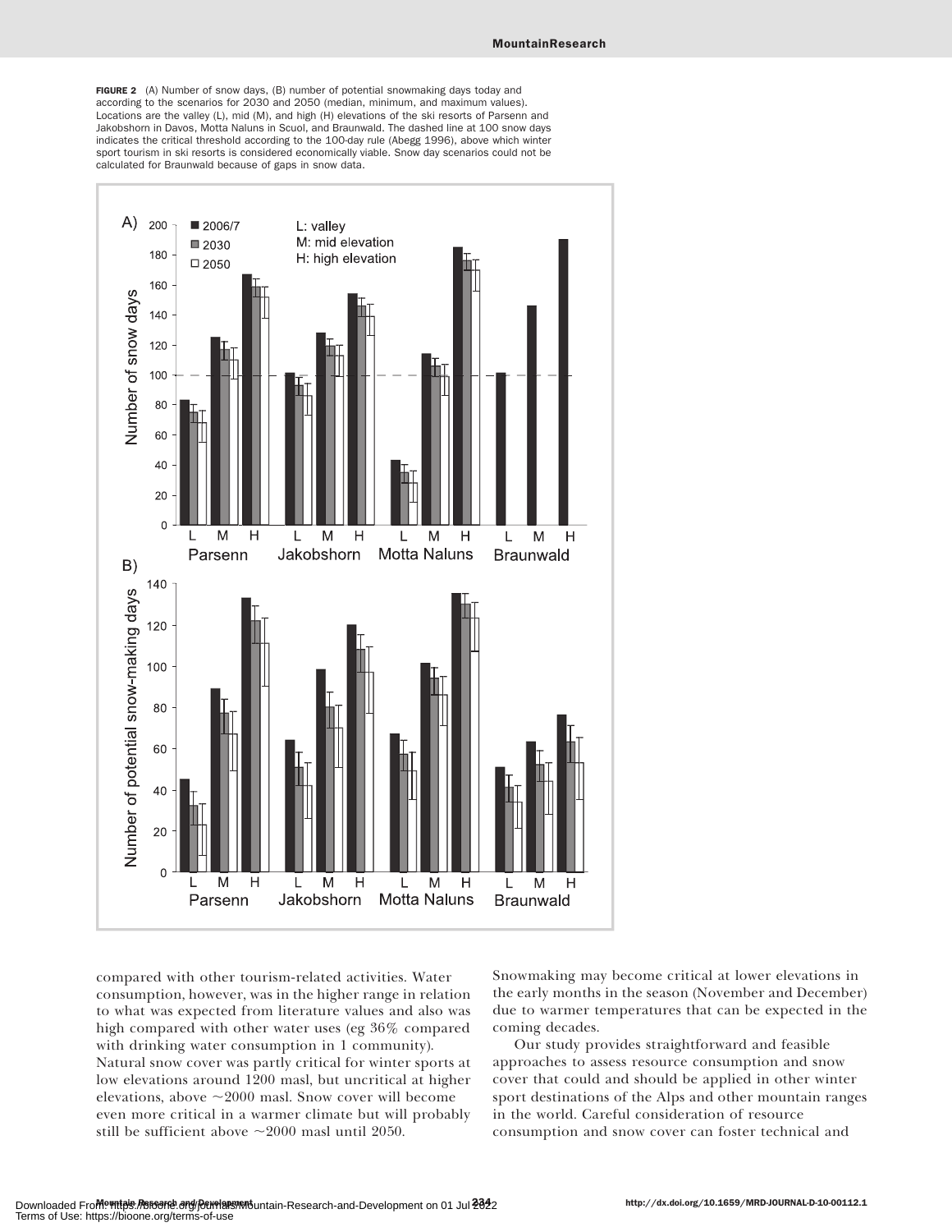**FIGURE 2** (A) Number of snow days, (B) number of potential snowmaking days today and according to the scenarios for 2030 and 2050 (median, minimum, and maximum values). Locations are the valley (L), mid (M), and high (H) elevations of the ski resorts of Parsenn and Jakobshorn in Davos, Motta Naluns in Scuol, and Braunwald. The dashed line at 100 snow days indicates the critical threshold according to the 100-day rule (Abegg 1996), above which winter sport tourism in ski resorts is considered economically viable. Snow day scenarios could not be calculated for Braunwald because of gaps in snow data.

compared with other tourism-related activities. Water consumption, however, was in the higher range in relation to what was expected from literature values and also was high compared with other water uses (eg 36% compared with drinking water consumption in 1 community). Natural snow cover was partly critical for winter sports at low elevations around 1200 masl, but uncritical at higher elevations, above ~2000 masl. Snow cover will become even more critical in a warmer climate but will probably still be sufficient above ~2000 masl until 2050.

Snowmaking may become critical at lower elevations in the early months in the season (November and December) due to warmer temperatures that can be expected in the coming decades.

Our study provides straightforward and feasible approaches to assess resource consumption and snow cover that could and should be applied in other winter sport destinations of the Alps and other mountain ranges in the world. Careful consideration of resource consumption and snow cover can foster technical and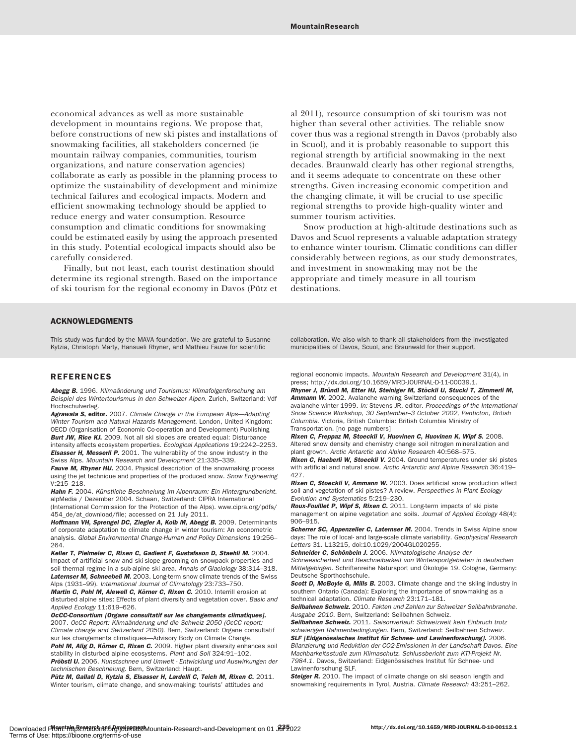economical advances as well as more sustainable development in mountains regions. We propose that, before constructions of new ski pistes and installations of snowmaking facilities, all stakeholders concerned (ie mountain railway companies, communities, tourism organizations, and nature conservation agencies) collaborate as early as possible in the planning process to optimize the sustainability of development and minimize technical failures and ecological impacts. Modern and efficient snowmaking technology should be applied to reduce energy and water consumption. Resource consumption and climatic conditions for snowmaking could be estimated easily by using the approach presented in this study. Potential ecological impacts should also be carefully considered.

Finally, but not least, each tourist destination should determine its regional strength. Based on the importance of ski tourism for the regional economy in Davos (Pütz et al 2011), resource consumption of ski tourism was not higher than several other activities. The reliable snow cover thus was a regional strength in Davos (probably also in Scuol), and it is probably reasonable to support this regional strength by artificial snowmaking in the next decades. Braunwald clearly has other regional strengths, and it seems adequate to concentrate on these other strengths. Given increasing economic competition and the changing climate, it will be crucial to use specific regional strengths to provide high-quality winter and summer tourism activities.

Snow production at high-altitude destinations such as Davos and Scuol represents a valuable adaptation strategy to enhance winter tourism. Climatic conditions can differ considerably between regions, as our study demonstrates, and investment in snowmaking may not be the appropriate and timely measure in all tourism destinations.

## ACKNOWLEDGMENTS

This study was funded by the MAVA foundation. We are grateful to Susanne Kytzia, Christoph Marty, Hansueli Rhyner, and Mathieu Fauve for scientific collaboration. We also wish to thank all stakeholders from the investigated municipalities of Davos, Scuol, and Braunwald for their support.

## REFERENCES

***Abegg B.*** 1996. *Klimaänderung und Tourismus: Klimafolgenforschung am Beispiel des Wintertourismus in den Schweizer Alpen.* Zurich, Switzerland: Vdf Hochschulverlag.

***Agrawala S,* editor.** 2007. *Climate Change in the European Alps—Adapting Winter Tourism and Natural Hazards Management.* London, United Kingdom: OECD (Organisation of Economic Co-operation and Development) Publishing

***Burt JW, Rice KJ.*** 2009. Not all ski slopes are created equal: Disturbance intensity affects ecosystem properties. *Ecological Applications* 19:2242–2253.

***Elsasser H, Messerli P.*** 2001. The vulnerability of the snow industry in the Swiss Alps. *Mountain Research and Development* 21:335–339.

***Fauve M, Rhyner HU.*** 2004. Physical description of the snowmaking process using the jet technique and properties of the produced snow. *Snow Engineering* V:215–218.

***Hahn F.*** 2004. *Künstliche Beschneiung im Alpenraum: Ein Hintergrundbericht.* alpMedia / Dezember 2004. Schaan, Switzerland: CIPRA International (International Commission for the Protection of the Alps). www.cipra.org/pdfs/454_de/at_download/file; accessed on 21 July 2011.

***Hoffmann VH, Sprengel DC, Ziegler A, Kolb M, Abegg B.*** 2009. Determinants of corporate adaptation to climate change in winter tourism: An econometric analysis. *Global Environmental Change-Human and Policy Dimensions* 19:256–264.

***Keller T, Pielmeier C, Rixen C, Gadient F, Gustafsson D, Staehli M.*** 2004. Impact of artificial snow and ski-slope grooming on snowpack properties and soil thermal regime in a sub-alpine ski area. *Annals of Glaciology* 38:314–318.

***Laternser M, Schneebeli M.*** 2003. Long-term snow climate trends of the Swiss Alps (1931–99). *International Journal of Climatology* 23:733–750.

***Martin C, Pohl M, Alewell C, Körner C, Rixen C.*** 2010. Interrill erosion at disturbed alpine sites: Effects of plant diversity and vegetation cover. *Basic and Applied Ecology* 11:619–626.

***OcCC-Consortium [Organe consultatif sur les changements climatiques].*** 2007. *OcCC Report: Klimaänderung und die Schweiz 2050 (OcCC report: Climate change and Switzerland 2050).* Bern, Switzerland: Organe consultatif sur les changements climatiques—Advisory Body on Climate Change.

***Pohl M, Alig D, Körner C, Rixen C.*** 2009. Higher plant diversity enhances soil stability in disturbed alpine ecosystems. *Plant and Soil* 324:91–102.

***Pröbstl U.*** 2006. *Kunstschnee und Umwelt - Entwicklung und Auswirkungen der technischen Beschneiung.* Bern, Switzerland: Haupt.

***Pütz M, Gallati D, Kytzia S, Elsasser H, Lardelli C, Teich M, Rixen C.*** 2011. Winter tourism, climate change, and snow-making: tourists' attitudes and regional economic impacts. *Mountain Research and Development* 31(4), in press; http://dx.doi.org/10.1659/MRD-JOURNAL-D-11-00039.1.

***Rhyner J, Bründl M, Etter HJ, Steiniger M, Stöckli U, Stucki T, Zimmerli M, Ammann W.*** 2002. Avalanche warning Switzerland consequences of the avalanche winter 1999. *In:* Stevens JR, editor. *Proceedings of the International Snow Science Workshop, 30 September–3 October 2002, Penticton, British Columbia.* Victoria, British Columbia: British Columbia Ministry of Transportation. [no page numbers]

***Rixen C, Freppaz M, Stoeckli V, Huovinen C, Huovinen K, Wipf S.*** 2008. Altered snow density and chemistry change soil nitrogen mineralization and plant growth. *Arctic Antarctic and Alpine Research* 40:568–575.

***Rixen C, Haeberli W, Stoeckli V.*** 2004. Ground temperatures under ski pistes with artificial and natural snow. *Arctic Antarctic and Alpine Research* 36:419–427.

***Rixen C, Stoeckli V, Ammann W.*** 2003. Does artificial snow production affect soil and vegetation of ski pistes? A review. *Perspectives in Plant Ecology Evolution and Systematics* 5:219–230.

***Roux-Fouillet P, Wipf S, Rixen C.*** 2011. Long-term impacts of ski piste management on alpine vegetation and soils. *Journal of Applied Ecology* 48(4): 906–915.

***Scherrer SC, Appenzeller C, Laternser M.*** 2004. Trends in Swiss Alpine snow days: The role of local- and large-scale climate variability. *Geophysical Research Letters* 31. L13215, doi:10.1029/2004GL020255.

***Schneider C, Schönbein J.*** 2006. *Klimatologische Analyse der Schneesicherheit und Beschneibarkeit von Wintersportgebieten in deutschen Mittelgebirgen.* Schriftenreihe Natursport und Ökologie 19. Cologne, Germany: Deutsche Sporthochschule.

***Scott D, McBoyle G, Mills B.*** 2003. Climate change and the skiing industry in southern Ontario (Canada): Exploring the importance of snowmaking as a technical adaptation. *Climate Research* 23:171–181.

***Seilbahnen Schweiz.*** 2010. *Fakten und Zahlen zur Schweizer Seilbahnbranche. Ausgabe 2010.* Bern, Switzerland: Seilbahnen Schweiz.

***Seilbahnen Schweiz.*** 2011. *Saisonverlauf: Schweizweit kein Einbruch trotz schwierigen Rahmenbedingungen.* Bern, Switzerland: Seilbahnen Schweiz.

***SLF [Eidgenössisches Institut für Schnee- und Lawinenforschung].*** 2006. *Bilanzierung und Reduktion der CO2-Emissionen in der Landschaft Davos. Eine Machbarkeitsstudie zum Klimaschutz. Schlussbericht zum KTI-Projekt Nr. 7984.1.* Davos, Switzerland: Eidgenössisches Institut für Schnee- und Lawinenforschung SLF.

***Steiger R.*** 2010. The impact of climate change on ski season length and snowmaking requirements in Tyrol, Austria. *Climate Research* 43:251–262.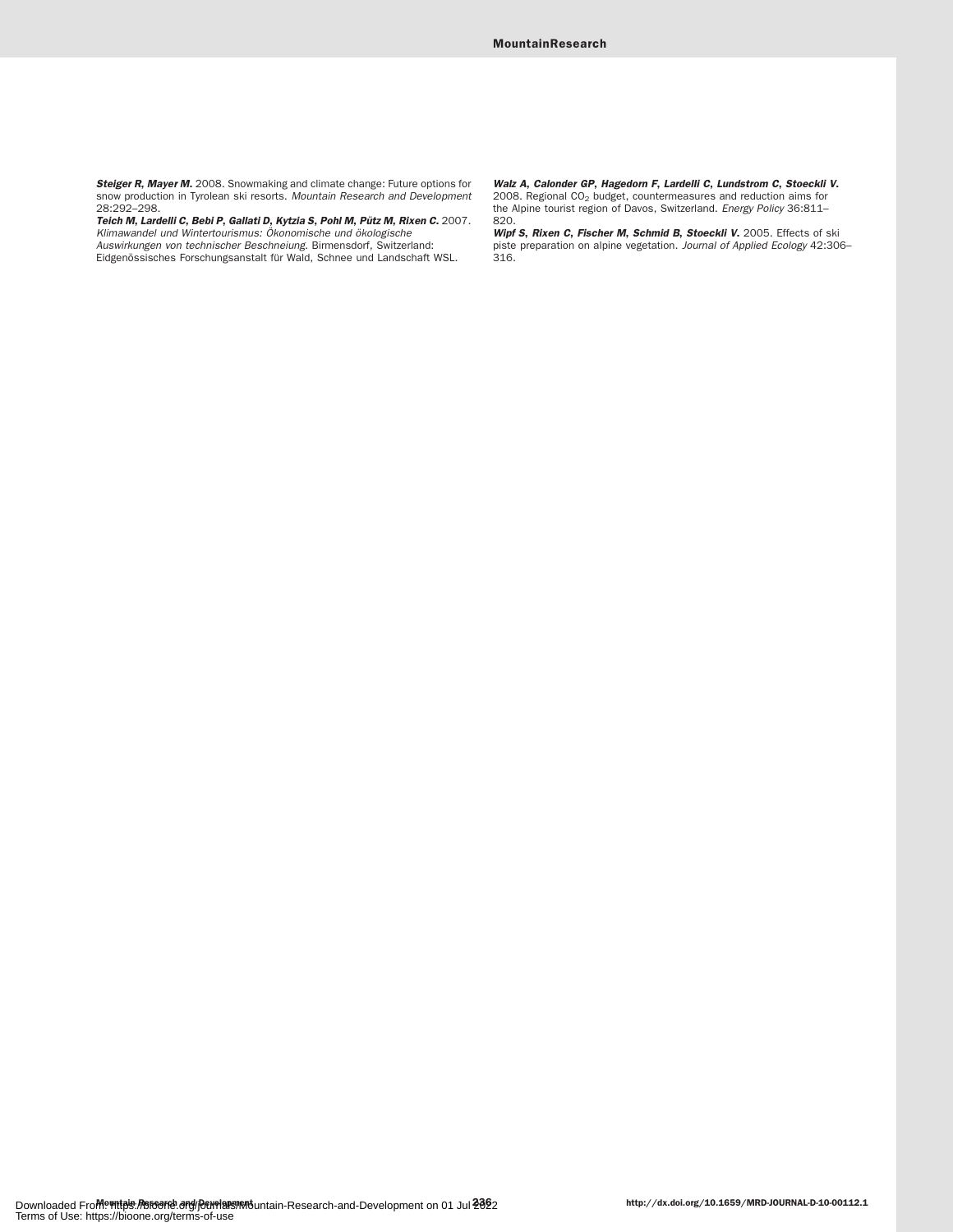***Steiger R, Mayer M.*** 2008. Snowmaking and climate change: Future options for snow production in Tyrolean ski resorts. *Mountain Research and Development* 28:292–298.

***Teich M, Lardelli C, Bebi P, Gallati D, Kytzia S, Pohl M, Pütz M, Rixen C.*** 2007. *Klimawandel und Wintertourismus: Ökonomische und ökologische Auswirkungen von technischer Beschneiung*. Birmensdorf, Switzerland: Eidgenössisches Forschungsanstalt für Wald, Schnee und Landschaft WSL.

***Walz A, Calonder GP, Hagedorn F, Lardelli C, Lundstrom C, Stoeckli V.*** 2008. Regional $CO_2$ budget, countermeasures and reduction aims for the Alpine tourist region of Davos, Switzerland. *Energy Policy* 36:811–820.

***Wipf S, Rixen C, Fischer M, Schmid B, Stoeckli V.*** 2005. Effects of ski piste preparation on alpine vegetation. *Journal of Applied Ecology* 42:306–316.